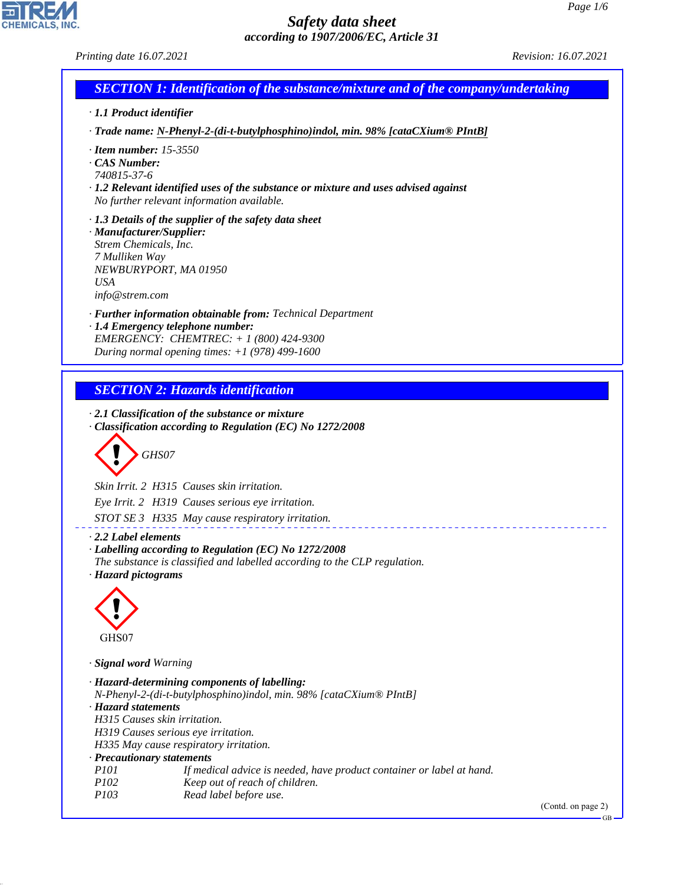# Safety data sheet

*according to 1907/2006/EC, Article 31*

Printing date 16.07.2021 Revision: 16.07.2021

## SECTION 1: Identification of the substance/mixture and of the company/undertaking

· **1.1 Product identifier**

· **Trade name:** N-Phenyl-2-(di-t-butylphosphino)indol, min. 98% [cataCXium® PIntB]

· **Item number:** 15-3550

· **CAS Number:**
740815-37-6

· **1.2 Relevant identified uses of the substance or mixture and uses advised against**
No further relevant information available.

· **1.3 Details of the supplier of the safety data sheet**

· **Manufacturer/Supplier:**
Strem Chemicals, Inc.
7 Mulliken Way
NEWBURYPORT, MA 01950
USA
info@strem.com

· **Further information obtainable from:** Technical Department

· **1.4 Emergency telephone number:**
EMERGENCY: CHEMTREC: + 1 (800) 424-9300
During normal opening times: +1 (978) 499-1600

## SECTION 2: Hazards identification

· **2.1 Classification of the substance or mixture**

· **Classification according to Regulation (EC) No 1272/2008**

GHS07

Skin Irrit. 2 H315 Causes skin irritation.

Eye Irrit. 2 H319 Causes serious eye irritation.

STOT SE 3 H335 May cause respiratory irritation.

· **2.2 Label elements**

· **Labelling according to Regulation (EC) No 1272/2008**
The substance is classified and labelled according to the CLP regulation.

· **Hazard pictograms**

GHS07

· **Signal word** Warning

· **Hazard-determining components of labelling:**
N-Phenyl-2-(di-t-butylphosphino)indol, min. 98% [cataCXium® PIntB]

· **Hazard statements**
H315 Causes skin irritation.
H319 Causes serious eye irritation.
H335 May cause respiratory irritation.

· **Precautionary statements**

| | |
|---|---|
| P101 | If medical advice is needed, have product container or label at hand. |
| P102 | Keep out of reach of children. |
| P103 | Read label before use. |

(Contd. on page 2)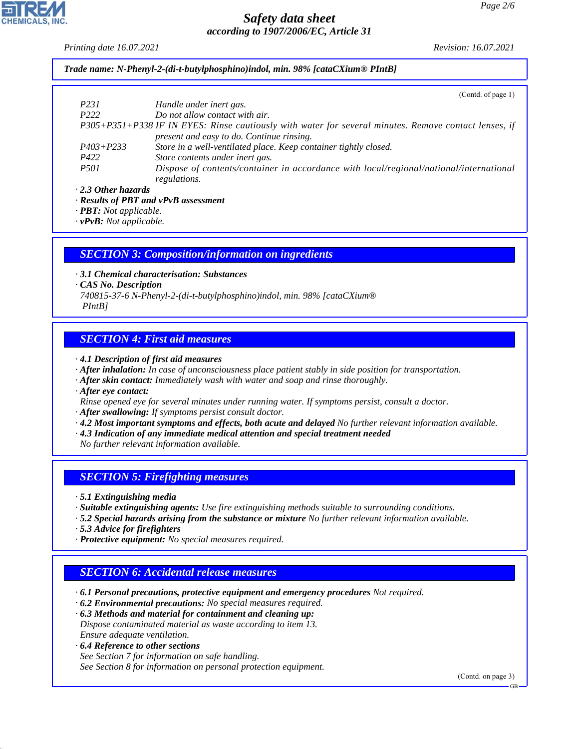**Trade name: N-Phenyl-2-(di-t-butylphosphino)indol, min. 98% [cataCXium® PIntB]**

(Contd. of page 1)

| | |
|---|---|
| P231 | Handle under inert gas. |
| P222 | Do not allow contact with air. |
| P305+P351+P338 | IF IN EYES: Rinse cautiously with water for several minutes. Remove contact lenses, if present and easy to do. Continue rinsing. |
| P403+P233 | Store in a well-ventilated place. Keep container tightly closed. |
| P422 | Store contents under inert gas. |
| P501 | Dispose of contents/container in accordance with local/regional/national/international regulations. |

· **2.3 Other hazards**
· **Results of PBT and vPvB assessment**
· **PBT:** Not applicable.
· **vPvB:** Not applicable.

## SECTION 3: Composition/information on ingredients

· **3.1 Chemical characterisation: Substances**
· **CAS No. Description**
740815-37-6 N-Phenyl-2-(di-t-butylphosphino)indol, min. 98% [cataCXium® PIntB]

## SECTION 4: First aid measures

· **4.1 Description of first aid measures**
· **After inhalation:** In case of unconsciousness place patient stably in side position for transportation.
· **After skin contact:** Immediately wash with water and soap and rinse thoroughly.
· **After eye contact:**
Rinse opened eye for several minutes under running water. If symptoms persist, consult a doctor.
· **After swallowing:** If symptoms persist consult doctor.
· **4.2 Most important symptoms and effects, both acute and delayed** No further relevant information available.
· **4.3 Indication of any immediate medical attention and special treatment needed**
No further relevant information available.

## SECTION 5: Firefighting measures

· **5.1 Extinguishing media**
· **Suitable extinguishing agents:** Use fire extinguishing methods suitable to surrounding conditions.
· **5.2 Special hazards arising from the substance or mixture** No further relevant information available.
· **5.3 Advice for firefighters**
· **Protective equipment:** No special measures required.

## SECTION 6: Accidental release measures

· **6.1 Personal precautions, protective equipment and emergency procedures** Not required.
· **6.2 Environmental precautions:** No special measures required.
· **6.3 Methods and material for containment and cleaning up:**
Dispose contaminated material as waste according to item 13.
Ensure adequate ventilation.
· **6.4 Reference to other sections**
See Section 7 for information on safe handling.
See Section 8 for information on personal protection equipment.

(Contd. on page 3)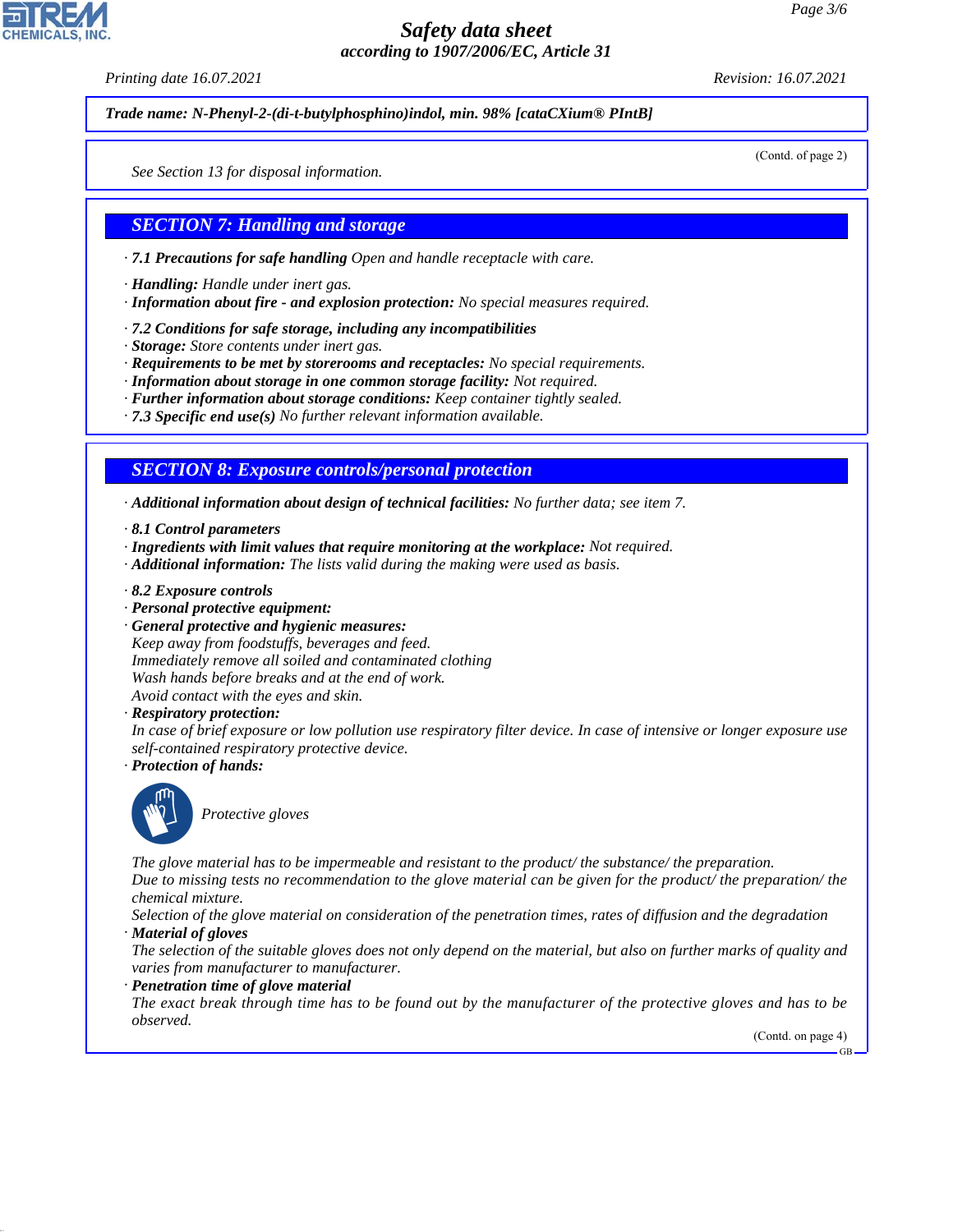**Trade name: N-Phenyl-2-(di-t-butylphosphino)indol, min. 98% [cataCXium® PIntB]**

(Contd. of page 2)

See Section 13 for disposal information.

## SECTION 7: Handling and storage

· **7.1 Precautions for safe handling** Open and handle receptacle with care.

· **Handling:** Handle under inert gas.
· **Information about fire - and explosion protection:** No special measures required.

· **7.2 Conditions for safe storage, including any incompatibilities**
· **Storage:** Store contents under inert gas.
· **Requirements to be met by storerooms and receptacles:** No special requirements.
· **Information about storage in one common storage facility:** Not required.
· **Further information about storage conditions:** Keep container tightly sealed.
· **7.3 Specific end use(s)** No further relevant information available.

## SECTION 8: Exposure controls/personal protection

· **Additional information about design of technical facilities:** No further data; see item 7.

· **8.1 Control parameters**
· **Ingredients with limit values that require monitoring at the workplace:** Not required.
· **Additional information:** The lists valid during the making were used as basis.

· **8.2 Exposure controls**
· **Personal protective equipment:**
· **General protective and hygienic measures:**
Keep away from foodstuffs, beverages and feed.
Immediately remove all soiled and contaminated clothing
Wash hands before breaks and at the end of work.
Avoid contact with the eyes and skin.
· **Respiratory protection:**
In case of brief exposure or low pollution use respiratory filter device. In case of intensive or longer exposure use self-contained respiratory protective device.
· **Protection of hands:**

Protective gloves

The glove material has to be impermeable and resistant to the product/ the substance/ the preparation.
Due to missing tests no recommendation to the glove material can be given for the product/ the preparation/ the chemical mixture.
Selection of the glove material on consideration of the penetration times, rates of diffusion and the degradation
· **Material of gloves**
The selection of the suitable gloves does not only depend on the material, but also on further marks of quality and varies from manufacturer to manufacturer.
· **Penetration time of glove material**
The exact break through time has to be found out by the manufacturer of the protective gloves and has to be observed.

(Contd. on page 4)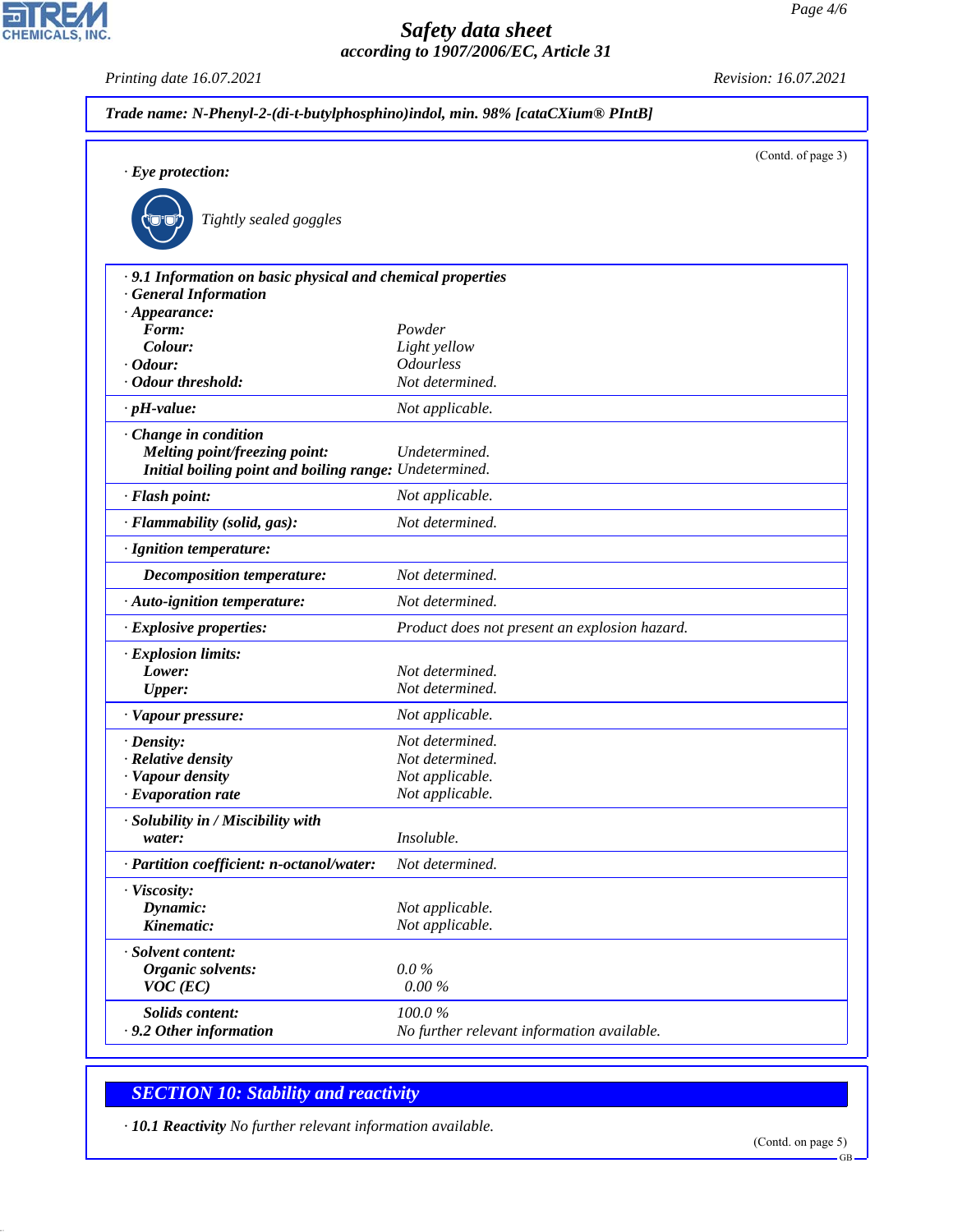**Trade name: N-Phenyl-2-(di-t-butylphosphino)indol, min. 98% [cataCXium® PIntB]**

(Contd. of page 3)

· **Eye protection:**

Tightly sealed goggles

| | |
|---|---|
| · **9.1 Information on basic physical and chemical properties** | |
| · **General Information** | |
| · **Appearance:** | |
| **Form:** | Powder |
| **Colour:** | Light yellow |
| · **Odour:** | Odourless |
| · **Odour threshold:** | Not determined. |
| · **pH-value:** | Not applicable. |
| · **Change in condition** | |
| **Melting point/freezing point:** | Undetermined. |
| **Initial boiling point and boiling range:** | Undetermined. |
| · **Flash point:** | Not applicable. |
| · **Flammability (solid, gas):** | Not determined. |
| · **Ignition temperature:** | |
| **Decomposition temperature:** | Not determined. |
| · **Auto-ignition temperature:** | Not determined. |
| · **Explosive properties:** | Product does not present an explosion hazard. |
| · **Explosion limits:** | |
| **Lower:** | Not determined. |
| **Upper:** | Not determined. |
| · **Vapour pressure:** | Not applicable. |
| · **Density:** | Not determined. |
| · **Relative density** | Not determined. |
| · **Vapour density** | Not applicable. |
| · **Evaporation rate** | Not applicable. |
| · **Solubility in / Miscibility with** | |
| **water:** | Insoluble. |
| · **Partition coefficient: n-octanol/water:** | Not determined. |
| · **Viscosity:** | |
| **Dynamic:** | Not applicable. |
| **Kinematic:** | Not applicable. |
| · **Solvent content:** | |
| **Organic solvents:** | 0.0 % |
| **VOC (EC)** | 0.00 % |
| **Solids content:** | 100.0 % |
| · **9.2 Other information** | No further relevant information available. |

## SECTION 10: Stability and reactivity

· **10.1 Reactivity** No further relevant information available.

(Contd. on page 5)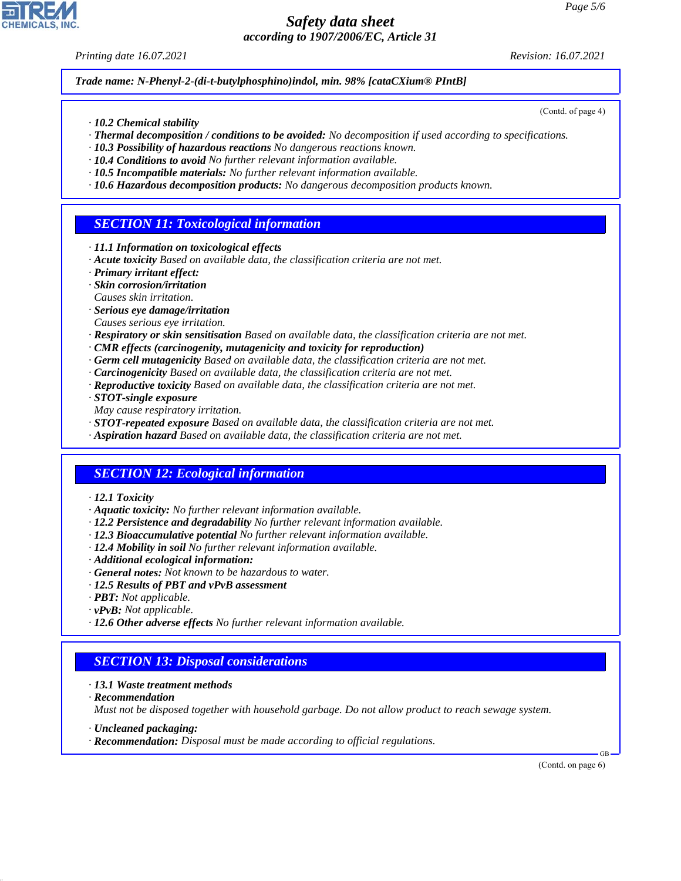Trade name: N-Phenyl-2-(di-t-butylphosphino)indol, min. 98% [cataCXium® PIntB]

(Contd. of page 4)

- **10.2 Chemical stability**
- **Thermal decomposition / conditions to be avoided:** No decomposition if used according to specifications.
- **10.3 Possibility of hazardous reactions** No dangerous reactions known.
- **10.4 Conditions to avoid** No further relevant information available.
- **10.5 Incompatible materials:** No further relevant information available.
- **10.6 Hazardous decomposition products:** No dangerous decomposition products known.

## SECTION 11: Toxicological information

- **11.1 Information on toxicological effects**
- **Acute toxicity** Based on available data, the classification criteria are not met.
- **Primary irritant effect:**
- **Skin corrosion/irritation**
  Causes skin irritation.
- **Serious eye damage/irritation**
  Causes serious eye irritation.
- **Respiratory or skin sensitisation** Based on available data, the classification criteria are not met.
- **CMR effects (carcinogenity, mutagenicity and toxicity for reproduction)**
- **Germ cell mutagenicity** Based on available data, the classification criteria are not met.
- **Carcinogenicity** Based on available data, the classification criteria are not met.
- **Reproductive toxicity** Based on available data, the classification criteria are not met.
- **STOT-single exposure**
  May cause respiratory irritation.
- **STOT-repeated exposure** Based on available data, the classification criteria are not met.
- **Aspiration hazard** Based on available data, the classification criteria are not met.

## SECTION 12: Ecological information

- **12.1 Toxicity**
- **Aquatic toxicity:** No further relevant information available.
- **12.2 Persistence and degradability** No further relevant information available.
- **12.3 Bioaccumulative potential** No further relevant information available.
- **12.4 Mobility in soil** No further relevant information available.
- **Additional ecological information:**
- **General notes:** Not known to be hazardous to water.
- **12.5 Results of PBT and vPvB assessment**
- **PBT:** Not applicable.
- **vPvB:** Not applicable.
- **12.6 Other adverse effects** No further relevant information available.

## SECTION 13: Disposal considerations

- **13.1 Waste treatment methods**
- **Recommendation**
  Must not be disposed together with household garbage. Do not allow product to reach sewage system.
- **Uncleaned packaging:**
- **Recommendation:** Disposal must be made according to official regulations.

(Contd. on page 6)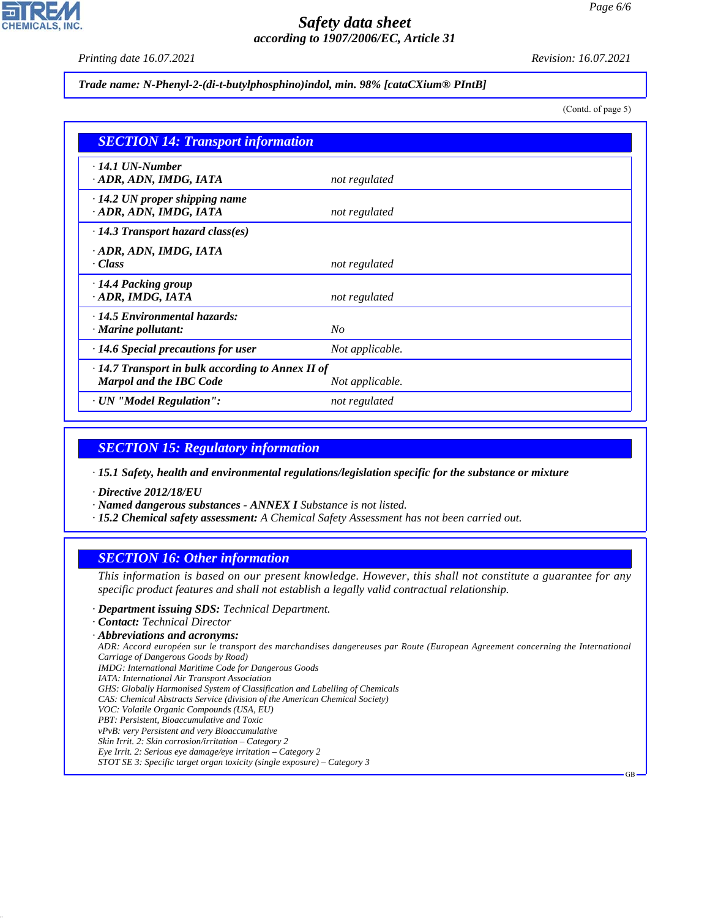**Trade name: N-Phenyl-2-(di-t-butylphosphino)indol, min. 98% [cataCXium® PIntB]**

(Contd. of page 5)

## SECTION 14: Transport information

| | |
|---|---|
| · **14.1 UN-Number** | |
| · **ADR, ADN, IMDG, IATA** | not regulated |
| · **14.2 UN proper shipping name** | |
| · **ADR, ADN, IMDG, IATA** | not regulated |
| · **14.3 Transport hazard class(es)** | |
| · **ADR, ADN, IMDG, IATA** | |
| · **Class** | not regulated |
| · **14.4 Packing group** | |
| · **ADR, IMDG, IATA** | not regulated |
| · **14.5 Environmental hazards:** | |
| · **Marine pollutant:** | No |
| · **14.6 Special precautions for user** | Not applicable. |
| · **14.7 Transport in bulk according to Annex II of Marpol and the IBC Code** | Not applicable. |
| · **UN "Model Regulation":** | not regulated |

## SECTION 15: Regulatory information

· **15.1 Safety, health and environmental regulations/legislation specific for the substance or mixture**

· **Directive 2012/18/EU**
· **Named dangerous substances - ANNEX I** Substance is not listed.
· **15.2 Chemical safety assessment:** A Chemical Safety Assessment has not been carried out.

## SECTION 16: Other information

This information is based on our present knowledge. However, this shall not constitute a guarantee for any specific product features and shall not establish a legally valid contractual relationship.

· **Department issuing SDS:** Technical Department.
· **Contact:** Technical Director
· **Abbreviations and acronyms:**
ADR: Accord européen sur le transport des marchandises dangereuses par Route (European Agreement concerning the International Carriage of Dangerous Goods by Road)
IMDG: International Maritime Code for Dangerous Goods
IATA: International Air Transport Association
GHS: Globally Harmonised System of Classification and Labelling of Chemicals
CAS: Chemical Abstracts Service (division of the American Chemical Society)
VOC: Volatile Organic Compounds (USA, EU)
PBT: Persistent, Bioaccumulative and Toxic
vPvB: very Persistent and very Bioaccumulative
Skin Irrit. 2: Skin corrosion/irritation – Category 2
Eye Irrit. 2: Serious eye damage/eye irritation – Category 2
STOT SE 3: Specific target organ toxicity (single exposure) – Category 3